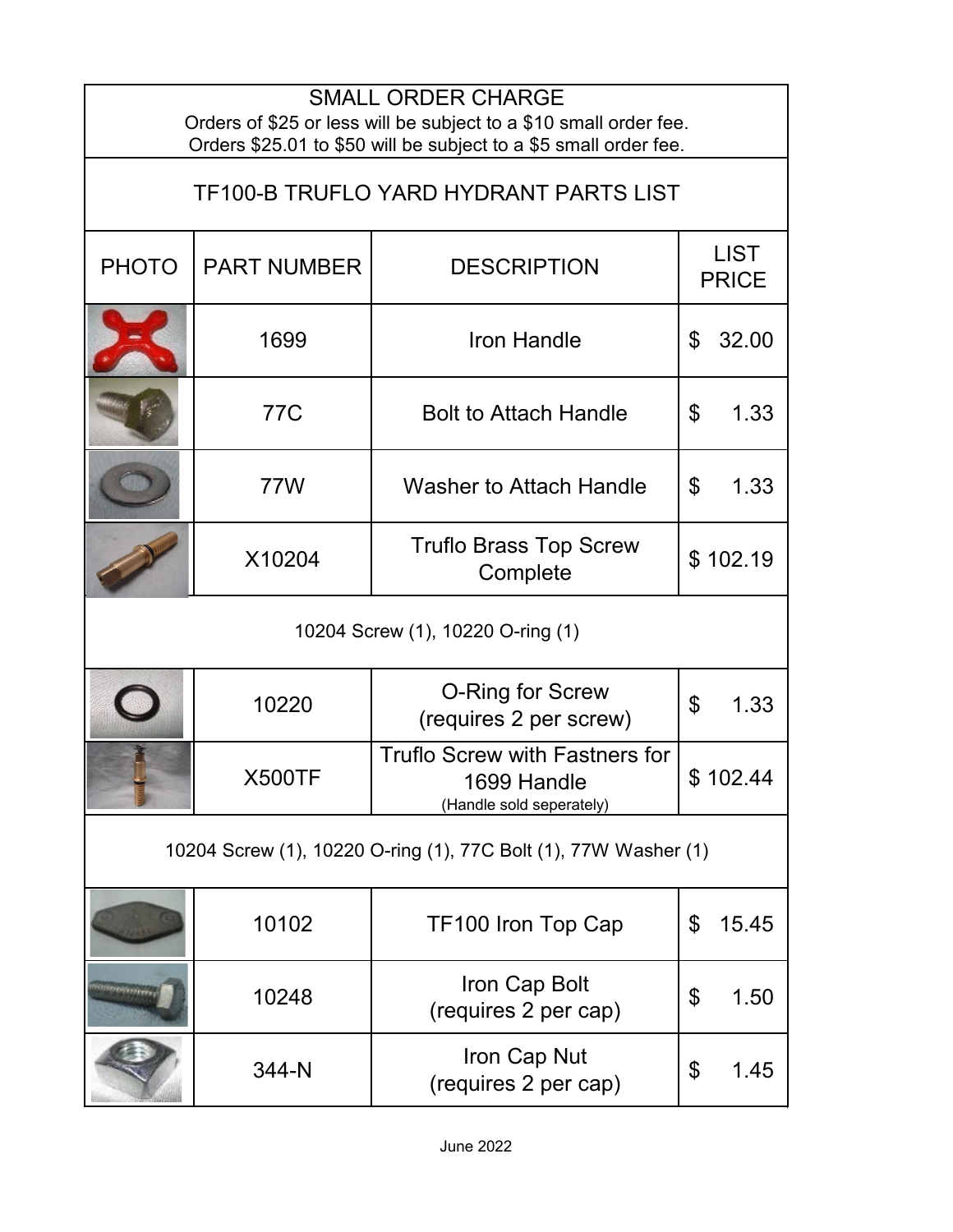## SMALL ORDER CHARGE

Orders of $25 or less will be subject to a $10 small order fee.
Orders $25.01 to $50 will be subject to a $5 small order fee.

## TF100-B TRUFLO YARD HYDRANT PARTS LIST

| PHOTO | PART NUMBER | DESCRIPTION | LIST PRICE |
|---|---|---|---|
| | 1699 | Iron Handle | $ 32.00 |
| | 77C | Bolt to Attach Handle | $ 1.33 |
| | 77W | Washer to Attach Handle | $ 1.33 |
| | X10204 | Truflo Brass Top Screw Complete | $ 102.19 |
| 10204 Screw (1), 10220 O-ring (1) | | | |
| | 10220 | O-Ring for Screw (requires 2 per screw) | $ 1.33 |
| | X500TF | Truflo Screw with Fastners for 1699 Handle (Handle sold seperately) | $ 102.44 |
| 10204 Screw (1), 10220 O-ring (1), 77C Bolt (1), 77W Washer (1) | | | |
| | 10102 | TF100 Iron Top Cap | $ 15.45 |
| | 10248 | Iron Cap Bolt (requires 2 per cap) | $ 1.50 |
| | 344-N | Iron Cap Nut (requires 2 per cap) | $ 1.45 |

June 2022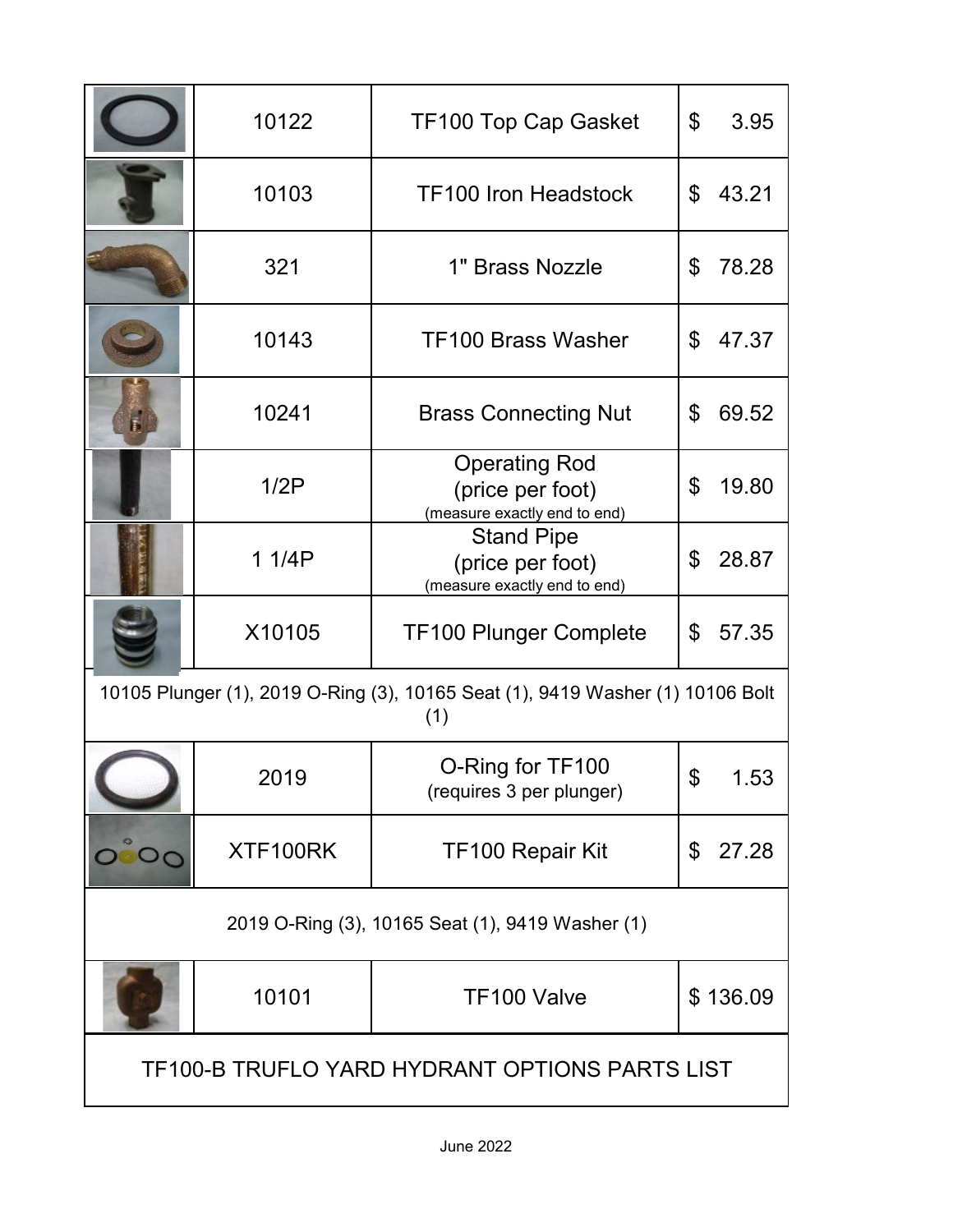| | Part No. | Description | Price |
|---|---|---|---|
| | 10122 | TF100 Top Cap Gasket | $ 3.95 |
| | 10103 | TF100 Iron Headstock | $ 43.21 |
| | 321 | 1" Brass Nozzle | $ 78.28 |
| | 10143 | TF100 Brass Washer | $ 47.37 |
| | 10241 | Brass Connecting Nut | $ 69.52 |
| | 1/2P | Operating Rod (price per foot) (measure exactly end to end) | $ 19.80 |
| | 1 1/4P | Stand Pipe (price per foot) (measure exactly end to end) | $ 28.87 |
| | X10105 | TF100 Plunger Complete | $ 57.35 |
| 10105 Plunger (1), 2019 O-Ring (3), 10165 Seat (1), 9419 Washer (1) 10106 Bolt (1) | | | |
| | 2019 | O-Ring for TF100 (requires 3 per plunger) | $ 1.53 |
| | XTF100RK | TF100 Repair Kit | $ 27.28 |
| 2019 O-Ring (3), 10165 Seat (1), 9419 Washer (1) | | | |
| | 10101 | TF100 Valve | $ 136.09 |

TF100-B TRUFLO YARD HYDRANT OPTIONS PARTS LIST

June 2022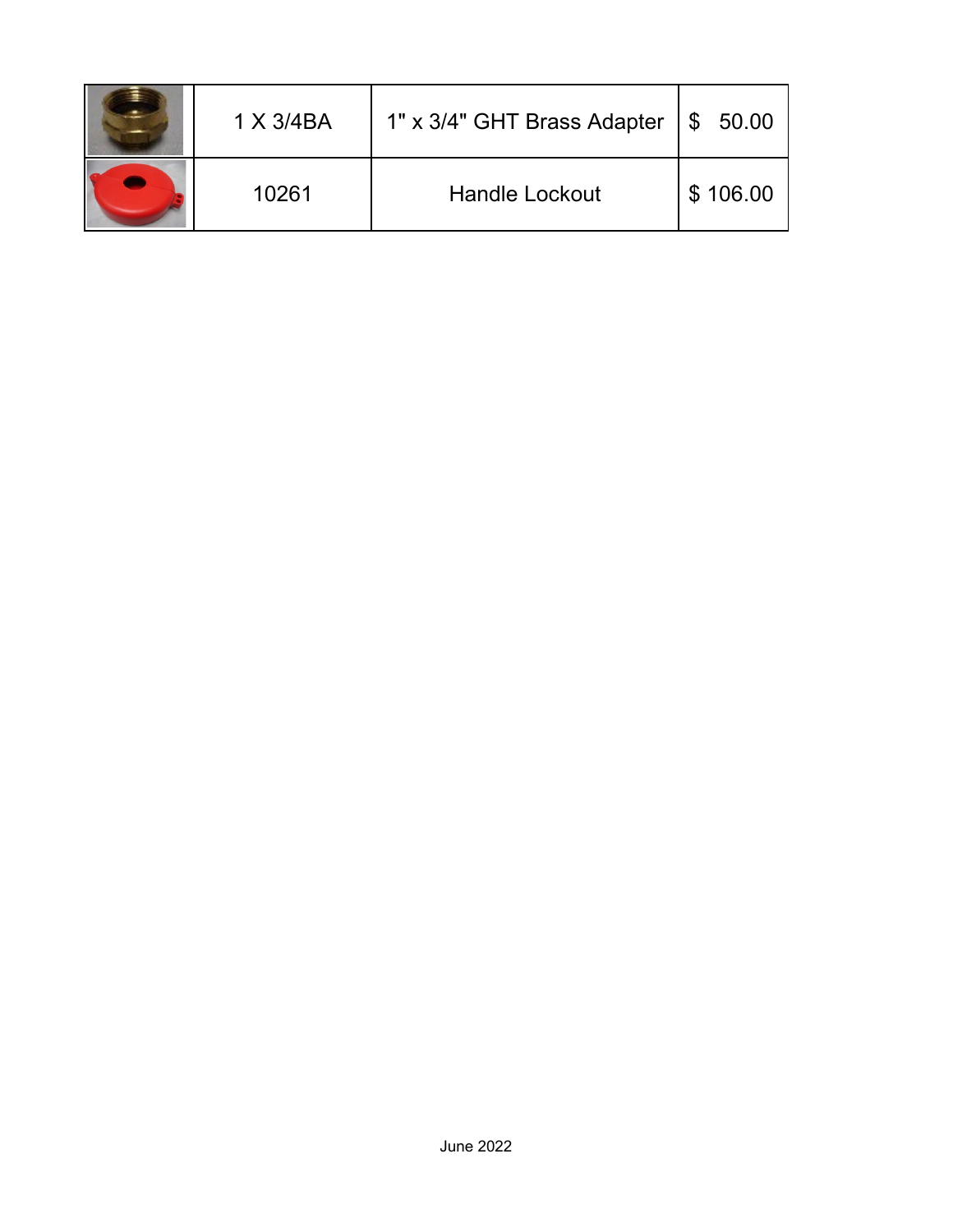| | | | |
|---|---|---|---|
| | 1 X 3/4BA | 1" x 3/4" GHT Brass Adapter | $ 50.00 |
| | 10261 | Handle Lockout | $ 106.00 |

June 2022